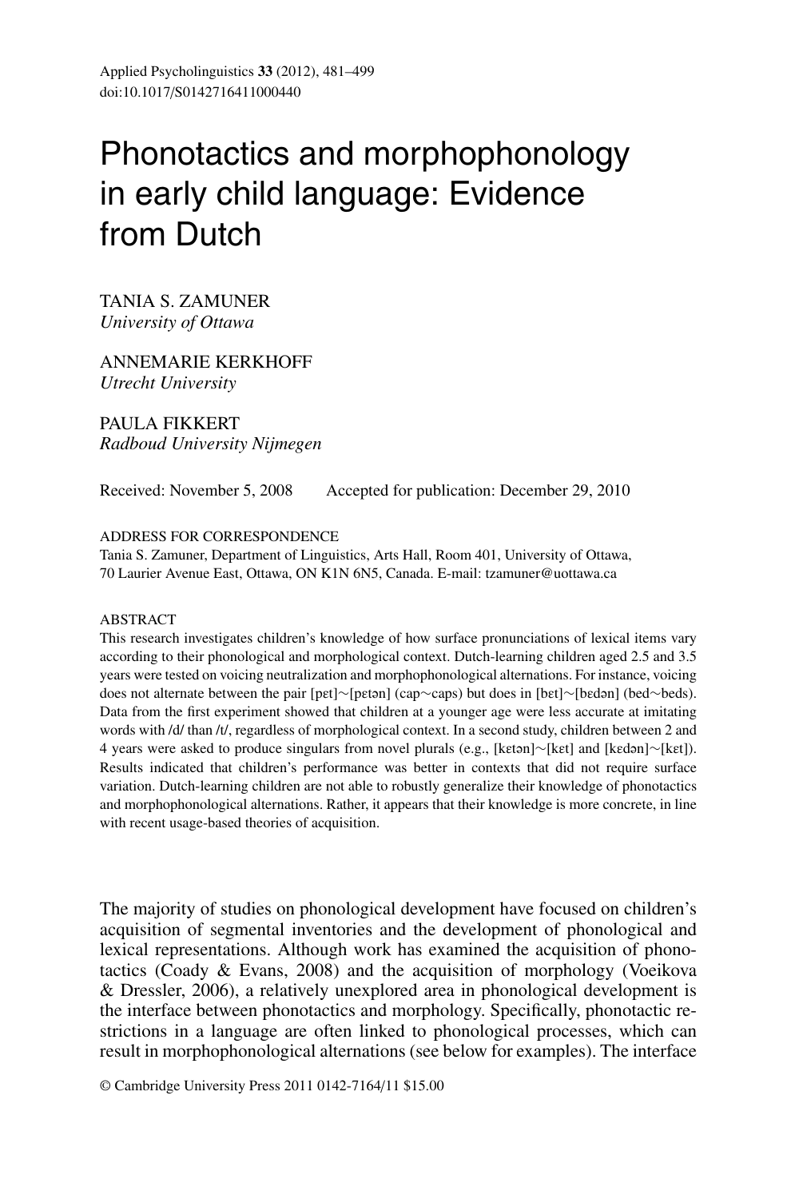# Phonotactics and morphophonology in early child language: Evidence from Dutch

TANIA S. ZAMUNER
*University of Ottawa*

ANNEMARIE KERKHOFF
*Utrecht University*

PAULA FIKKERT
*Radboud University Nijmegen*

Received: November 5, 2008  Accepted for publication: December 29, 2010

ADDRESS FOR CORRESPONDENCE
Tania S. Zamuner, Department of Linguistics, Arts Hall, Room 401, University of Ottawa, 70 Laurier Avenue East, Ottawa, ON K1N 6N5, Canada. E-mail: tzamuner@uottawa.ca

ABSTRACT

This research investigates children's knowledge of how surface pronunciations of lexical items vary according to their phonological and morphological context. Dutch-learning children aged 2.5 and 3.5 years were tested on voicing neutralization and morphophonological alternations. For instance, voicing does not alternate between the pair [pɛt]∼[pɛtən] (cap∼caps) but does in [bɛt]∼[bɛdən] (bed∼beds). Data from the first experiment showed that children at a younger age were less accurate at imitating words with /d/ than /t/, regardless of morphological context. In a second study, children between 2 and 4 years were asked to produce singulars from novel plurals (e.g., [kɛtən]∼[kɛt] and [kɛdən]∼[kɛt]). Results indicated that children's performance was better in contexts that did not require surface variation. Dutch-learning children are not able to robustly generalize their knowledge of phonotactics and morphophonological alternations. Rather, it appears that their knowledge is more concrete, in line with recent usage-based theories of acquisition.

The majority of studies on phonological development have focused on children's acquisition of segmental inventories and the development of phonological and lexical representations. Although work has examined the acquisition of phonotactics (Coady & Evans, 2008) and the acquisition of morphology (Voeikova & Dressler, 2006), a relatively unexplored area in phonological development is the interface between phonotactics and morphology. Specifically, phonotactic restrictions in a language are often linked to phonological processes, which can result in morphophonological alternations (see below for examples). The interface

© Cambridge University Press 2011 0142-7164/11 $15.00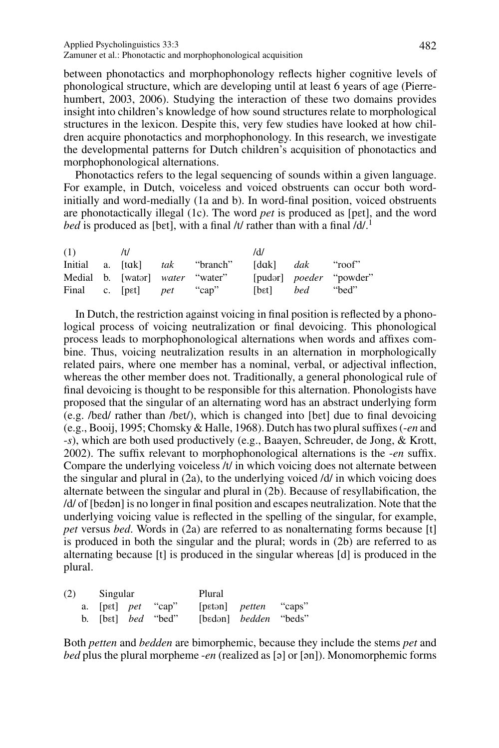between phonotactics and morphophonology reflects higher cognitive levels of phonological structure, which are developing until at least 6 years of age (Pierrehumbert, 2003, 2006). Studying the interaction of these two domains provides insight into children's knowledge of how sound structures relate to morphological structures in the lexicon. Despite this, very few studies have looked at how children acquire phonotactics and morphophonology. In this research, we investigate the developmental patterns for Dutch children's acquisition of phonotactics and morphophonological alternations.

Phonotactics refers to the legal sequencing of sounds within a given language. For example, in Dutch, voiceless and voiced obstruents can occur both word-initially and word-medially (1a and b). In word-final position, voiced obstruents are phonotactically illegal (1c). The word *pet* is produced as [pɛt], and the word *bed* is produced as [bɛt], with a final /t/ rather than with a final /d/.[1]

| (1) | | /t/ | | | /d/ | | |
|---|---|---|---|---|---|---|---|
| Initial | a. | [tɑk] | *tak* | "branch" | [dɑk] | *dak* | "roof" |
| Medial | b. | [watər] | *water* | "water" | [pudər] | *poeder* | "powder" |
| Final | c. | [pɛt] | *pet* | "cap" | [bɛt] | *bed* | "bed" |

In Dutch, the restriction against voicing in final position is reflected by a phonological process of voicing neutralization or final devoicing. This phonological process leads to morphophonological alternations when words and affixes combine. Thus, voicing neutralization results in an alternation in morphologically related pairs, where one member has a nominal, verbal, or adjectival inflection, whereas the other member does not. Traditionally, a general phonological rule of final devoicing is thought to be responsible for this alternation. Phonologists have proposed that the singular of an alternating word has an abstract underlying form (e.g. /bɛd/ rather than /bɛt/), which is changed into [bɛt] due to final devoicing (e.g., Booij, 1995; Chomsky & Halle, 1968). Dutch has two plural suffixes (*-en* and *-s*), which are both used productively (e.g., Baayen, Schreuder, de Jong, & Krott, 2002). The suffix relevant to morphophonological alternations is the *-en* suffix. Compare the underlying voiceless /t/ in which voicing does not alternate between the singular and plural in (2a), to the underlying voiced /d/ in which voicing does alternate between the singular and plural in (2b). Because of resyllabification, the /d/ of [bɛdən] is no longer in final position and escapes neutralization. Note that the underlying voicing value is reflected in the spelling of the singular, for example, *pet* versus *bed*. Words in (2a) are referred to as nonalternating forms because [t] is produced in both the singular and the plural; words in (2b) are referred to as alternating because [t] is produced in the singular whereas [d] is produced in the plural.

| (2) | Singular | | | Plural | | |
|---|---|---|---|---|---|---|
| a. | [pɛt] | *pet* | "cap" | [pɛtən] | *petten* | "caps" |
| b. | [bɛt] | *bed* | "bed" | [bɛdən] | *bedden* | "beds" |

Both *petten* and *bedden* are bimorphemic, because they include the stems *pet* and *bed* plus the plural morpheme *-en* (realized as [ə] or [ən]). Monomorphemic forms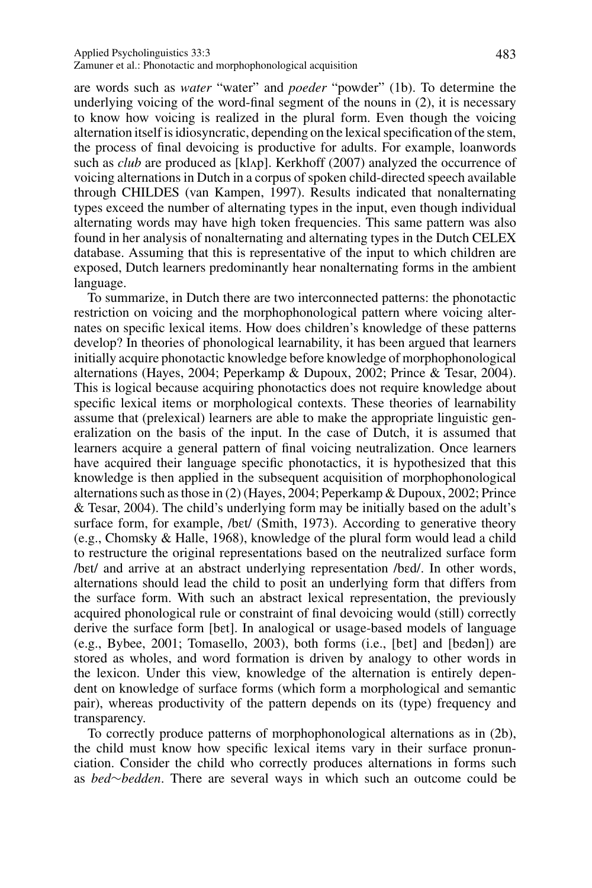are words such as *water* "water" and *poeder* "powder" (1b). To determine the underlying voicing of the word-final segment of the nouns in (2), it is necessary to know how voicing is realized in the plural form. Even though the voicing alternation itself is idiosyncratic, depending on the lexical specification of the stem, the process of final devoicing is productive for adults. For example, loanwords such as *club* are produced as [klʌp]. Kerkhoff (2007) analyzed the occurrence of voicing alternations in Dutch in a corpus of spoken child-directed speech available through CHILDES (van Kampen, 1997). Results indicated that nonalternating types exceed the number of alternating types in the input, even though individual alternating words may have high token frequencies. This same pattern was also found in her analysis of nonalternating and alternating types in the Dutch CELEX database. Assuming that this is representative of the input to which children are exposed, Dutch learners predominantly hear nonalternating forms in the ambient language.

To summarize, in Dutch there are two interconnected patterns: the phonotactic restriction on voicing and the morphophonological pattern where voicing alternates on specific lexical items. How does children's knowledge of these patterns develop? In theories of phonological learnability, it has been argued that learners initially acquire phonotactic knowledge before knowledge of morphophonological alternations (Hayes, 2004; Peperkamp & Dupoux, 2002; Prince & Tesar, 2004). This is logical because acquiring phonotactics does not require knowledge about specific lexical items or morphological contexts. These theories of learnability assume that (prelexical) learners are able to make the appropriate linguistic generalization on the basis of the input. In the case of Dutch, it is assumed that learners acquire a general pattern of final voicing neutralization. Once learners have acquired their language specific phonotactics, it is hypothesized that this knowledge is then applied in the subsequent acquisition of morphophonological alternations such as those in (2) (Hayes, 2004; Peperkamp & Dupoux, 2002; Prince & Tesar, 2004). The child's underlying form may be initially based on the adult's surface form, for example, /bɛt/ (Smith, 1973). According to generative theory (e.g., Chomsky & Halle, 1968), knowledge of the plural form would lead a child to restructure the original representations based on the neutralized surface form /bɛt/ and arrive at an abstract underlying representation /bɛd/. In other words, alternations should lead the child to posit an underlying form that differs from the surface form. With such an abstract lexical representation, the previously acquired phonological rule or constraint of final devoicing would (still) correctly derive the surface form [bɛt]. In analogical or usage-based models of language (e.g., Bybee, 2001; Tomasello, 2003), both forms (i.e., [bɛt] and [bɛdən]) are stored as wholes, and word formation is driven by analogy to other words in the lexicon. Under this view, knowledge of the alternation is entirely dependent on knowledge of surface forms (which form a morphological and semantic pair), whereas productivity of the pattern depends on its (type) frequency and transparency.

To correctly produce patterns of morphophonological alternations as in (2b), the child must know how specific lexical items vary in their surface pronunciation. Consider the child who correctly produces alternations in forms such as *bed*∼*bedden*. There are several ways in which such an outcome could be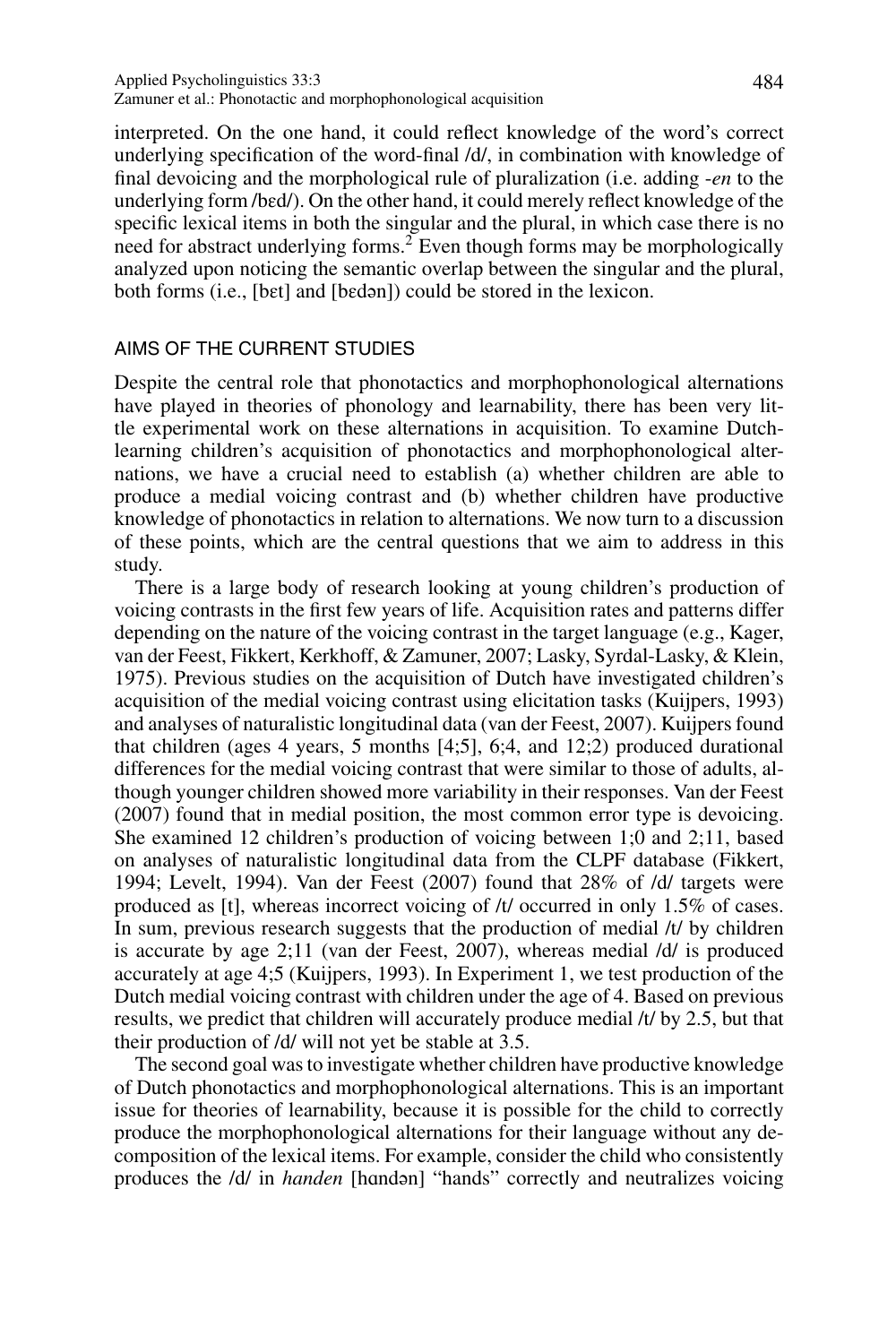interpreted. On the one hand, it could reflect knowledge of the word's correct underlying specification of the word-final /d/, in combination with knowledge of final devoicing and the morphological rule of pluralization (i.e. adding *-en* to the underlying form /bɛd/). On the other hand, it could merely reflect knowledge of the specific lexical items in both the singular and the plural, in which case there is no need for abstract underlying forms.[2] Even though forms may be morphologically analyzed upon noticing the semantic overlap between the singular and the plural, both forms (i.e., [bɛt] and [bɛdən]) could be stored in the lexicon.

## AIMS OF THE CURRENT STUDIES

Despite the central role that phonotactics and morphophonological alternations have played in theories of phonology and learnability, there has been very little experimental work on these alternations in acquisition. To examine Dutch-learning children's acquisition of phonotactics and morphophonological alternations, we have a crucial need to establish (a) whether children are able to produce a medial voicing contrast and (b) whether children have productive knowledge of phonotactics in relation to alternations. We now turn to a discussion of these points, which are the central questions that we aim to address in this study.

There is a large body of research looking at young children's production of voicing contrasts in the first few years of life. Acquisition rates and patterns differ depending on the nature of the voicing contrast in the target language (e.g., Kager, van der Feest, Fikkert, Kerkhoff, & Zamuner, 2007; Lasky, Syrdal-Lasky, & Klein, 1975). Previous studies on the acquisition of Dutch have investigated children's acquisition of the medial voicing contrast using elicitation tasks (Kuijpers, 1993) and analyses of naturalistic longitudinal data (van der Feest, 2007). Kuijpers found that children (ages 4 years, 5 months [4;5], 6;4, and 12;2) produced durational differences for the medial voicing contrast that were similar to those of adults, although younger children showed more variability in their responses. Van der Feest (2007) found that in medial position, the most common error type is devoicing. She examined 12 children's production of voicing between 1;0 and 2;11, based on analyses of naturalistic longitudinal data from the CLPF database (Fikkert, 1994; Levelt, 1994). Van der Feest (2007) found that 28% of /d/ targets were produced as [t], whereas incorrect voicing of /t/ occurred in only 1.5% of cases. In sum, previous research suggests that the production of medial /t/ by children is accurate by age 2;11 (van der Feest, 2007), whereas medial /d/ is produced accurately at age 4;5 (Kuijpers, 1993). In Experiment 1, we test production of the Dutch medial voicing contrast with children under the age of 4. Based on previous results, we predict that children will accurately produce medial /t/ by 2.5, but that their production of /d/ will not yet be stable at 3.5.

The second goal was to investigate whether children have productive knowledge of Dutch phonotactics and morphophonological alternations. This is an important issue for theories of learnability, because it is possible for the child to correctly produce the morphophonological alternations for their language without any decomposition of the lexical items. For example, consider the child who consistently produces the /d/ in *handen* [hɑndən] "hands" correctly and neutralizes voicing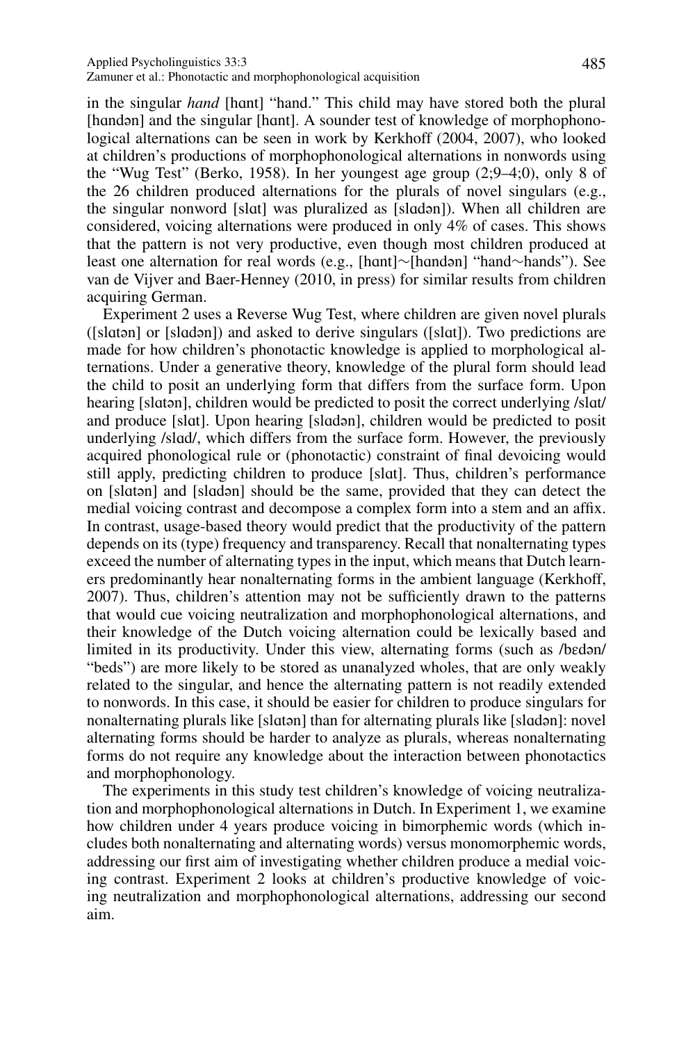in the singular *hand* [hɑnt] "hand." This child may have stored both the plural [hɑndən] and the singular [hɑnt]. A sounder test of knowledge of morphophonological alternations can be seen in work by Kerkhoff (2004, 2007), who looked at children's productions of morphophonological alternations in nonwords using the "Wug Test" (Berko, 1958). In her youngest age group (2;9–4;0), only 8 of the 26 children produced alternations for the plurals of novel singulars (e.g., the singular nonword [slɑt] was pluralized as [slɑdən]). When all children are considered, voicing alternations were produced in only 4% of cases. This shows that the pattern is not very productive, even though most children produced at least one alternation for real words (e.g., [hɑnt]∼[hɑndən] "hand∼hands"). See van de Vijver and Baer-Henney (2010, in press) for similar results from children acquiring German.

Experiment 2 uses a Reverse Wug Test, where children are given novel plurals ([slɑtən] or [slɑdən]) and asked to derive singulars ([slɑt]). Two predictions are made for how children's phonotactic knowledge is applied to morphological alternations. Under a generative theory, knowledge of the plural form should lead the child to posit an underlying form that differs from the surface form. Upon hearing [slɑtən], children would be predicted to posit the correct underlying /slɑt/ and produce [slɑt]. Upon hearing [slɑdən], children would be predicted to posit underlying /slɑd/, which differs from the surface form. However, the previously acquired phonological rule or (phonotactic) constraint of final devoicing would still apply, predicting children to produce [slɑt]. Thus, children's performance on [slɑtən] and [slɑdən] should be the same, provided that they can detect the medial voicing contrast and decompose a complex form into a stem and an affix. In contrast, usage-based theory would predict that the productivity of the pattern depends on its (type) frequency and transparency. Recall that nonalternating types exceed the number of alternating types in the input, which means that Dutch learners predominantly hear nonalternating forms in the ambient language (Kerkhoff, 2007). Thus, children's attention may not be sufficiently drawn to the patterns that would cue voicing neutralization and morphophonological alternations, and their knowledge of the Dutch voicing alternation could be lexically based and limited in its productivity. Under this view, alternating forms (such as /bɛdən/ "beds") are more likely to be stored as unanalyzed wholes, that are only weakly related to the singular, and hence the alternating pattern is not readily extended to nonwords. In this case, it should be easier for children to produce singulars for nonalternating plurals like [slɑtən] than for alternating plurals like [slɑdən]: novel alternating forms should be harder to analyze as plurals, whereas nonalternating forms do not require any knowledge about the interaction between phonotactics and morphophonology.

The experiments in this study test children's knowledge of voicing neutralization and morphophonological alternations in Dutch. In Experiment 1, we examine how children under 4 years produce voicing in bimorphemic words (which includes both nonalternating and alternating words) versus monomorphemic words, addressing our first aim of investigating whether children produce a medial voicing contrast. Experiment 2 looks at children's productive knowledge of voicing neutralization and morphophonological alternations, addressing our second aim.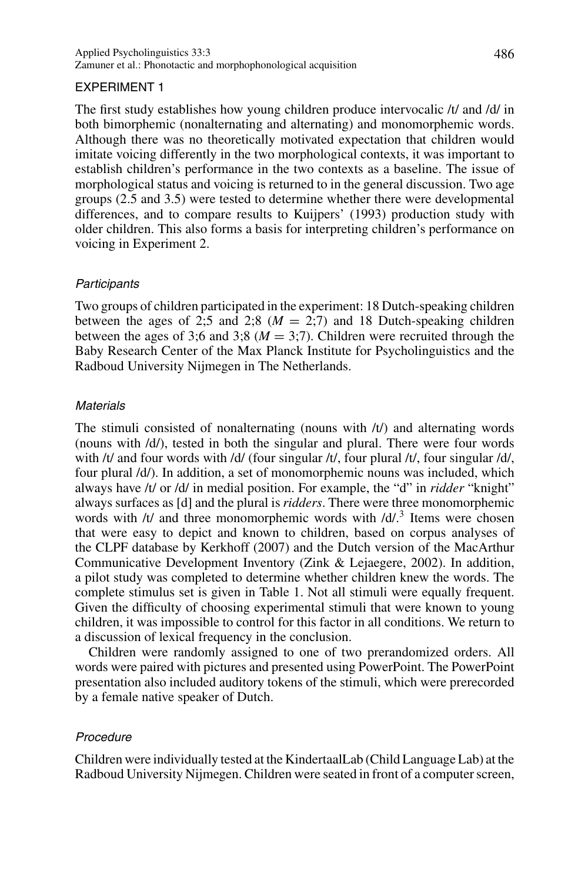## EXPERIMENT 1

The first study establishes how young children produce intervocalic /t/ and /d/ in both bimorphemic (nonalternating and alternating) and monomorphemic words. Although there was no theoretically motivated expectation that children would imitate voicing differently in the two morphological contexts, it was important to establish children's performance in the two contexts as a baseline. The issue of morphological status and voicing is returned to in the general discussion. Two age groups (2.5 and 3.5) were tested to determine whether there were developmental differences, and to compare results to Kuijpers' (1993) production study with older children. This also forms a basis for interpreting children's performance on voicing in Experiment 2.

### *Participants*

Two groups of children participated in the experiment: 18 Dutch-speaking children between the ages of 2;5 and 2;8 ($M$ = 2;7) and 18 Dutch-speaking children between the ages of 3;6 and 3;8 ($M$ = 3;7). Children were recruited through the Baby Research Center of the Max Planck Institute for Psycholinguistics and the Radboud University Nijmegen in The Netherlands.

### *Materials*

The stimuli consisted of nonalternating (nouns with /t/) and alternating words (nouns with /d/), tested in both the singular and plural. There were four words with /t/ and four words with /d/ (four singular /t/, four plural /t/, four singular /d/, four plural /d/). In addition, a set of monomorphemic nouns was included, which always have /t/ or /d/ in medial position. For example, the "d" in *ridder* "knight" always surfaces as [d] and the plural is *ridders*. There were three monomorphemic words with /t/ and three monomorphemic words with /d/.[3] Items were chosen that were easy to depict and known to children, based on corpus analyses of the CLPF database by Kerkhoff (2007) and the Dutch version of the MacArthur Communicative Development Inventory (Zink & Lejaegere, 2002). In addition, a pilot study was completed to determine whether children knew the words. The complete stimulus set is given in Table 1. Not all stimuli were equally frequent. Given the difficulty of choosing experimental stimuli that were known to young children, it was impossible to control for this factor in all conditions. We return to a discussion of lexical frequency in the conclusion.

Children were randomly assigned to one of two prerandomized orders. All words were paired with pictures and presented using PowerPoint. The PowerPoint presentation also included auditory tokens of the stimuli, which were prerecorded by a female native speaker of Dutch.

### *Procedure*

Children were individually tested at the KindertaalLab (Child Language Lab) at the Radboud University Nijmegen. Children were seated in front of a computer screen,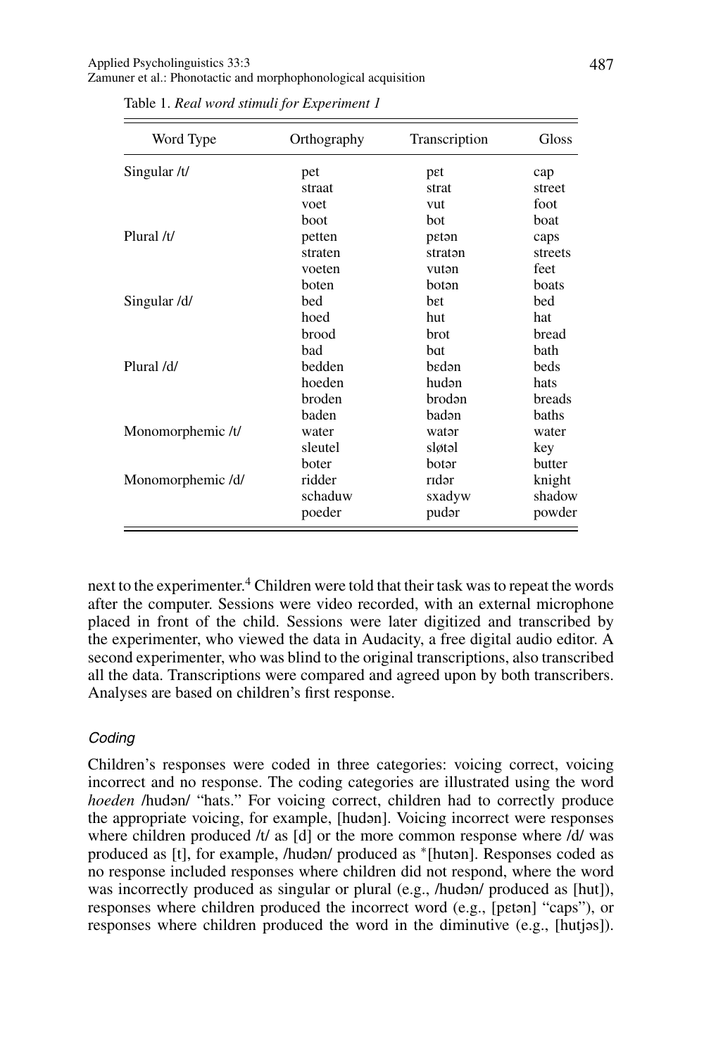Table 1. *Real word stimuli for Experiment 1*

| Word Type | Orthography | Transcription | Gloss |
|---|---|---|---|
| Singular /t/ | pet | pɛt | cap |
| | straat | strat | street |
| | voet | vut | foot |
| | boot | bot | boat |
| Plural /t/ | petten | pɛtən | caps |
| | straten | stratən | streets |
| | voeten | vutən | feet |
| | boten | botən | boats |
| Singular /d/ | bed | bɛt | bed |
| | hoed | hut | hat |
| | brood | brot | bread |
| | bad | bɑt | bath |
| Plural /d/ | bedden | bɛdən | beds |
| | hoeden | hudən | hats |
| | broden | brodən | breads |
| | baden | badən | baths |
| Monomorphemic /t/ | water | watər | water |
| | sleutel | sløtəl | key |
| | boter | botər | butter |
| Monomorphemic /d/ | ridder | rɪdər | knight |
| | schaduw | sxadyw | shadow |
| | poeder | pudər | powder |

next to the experimenter.[4] Children were told that their task was to repeat the words after the computer. Sessions were video recorded, with an external microphone placed in front of the child. Sessions were later digitized and transcribed by the experimenter, who viewed the data in Audacity, a free digital audio editor. A second experimenter, who was blind to the original transcriptions, also transcribed all the data. Transcriptions were compared and agreed upon by both transcribers. Analyses are based on children's first response.

### *Coding*

Children's responses were coded in three categories: voicing correct, voicing incorrect and no response. The coding categories are illustrated using the word *hoeden* /hudən/ "hats." For voicing correct, children had to correctly produce the appropriate voicing, for example, [hudən]. Voicing incorrect were responses where children produced /t/ as [d] or the more common response where /d/ was produced as [t], for example, /hudən/ produced as *[hutən]. Responses coded as no response included responses where children did not respond, where the word was incorrectly produced as singular or plural (e.g., /hudən/ produced as [hut]), responses where children produced the incorrect word (e.g., [pɛtən] "caps"), or responses where children produced the word in the diminutive (e.g., [hutjəs]).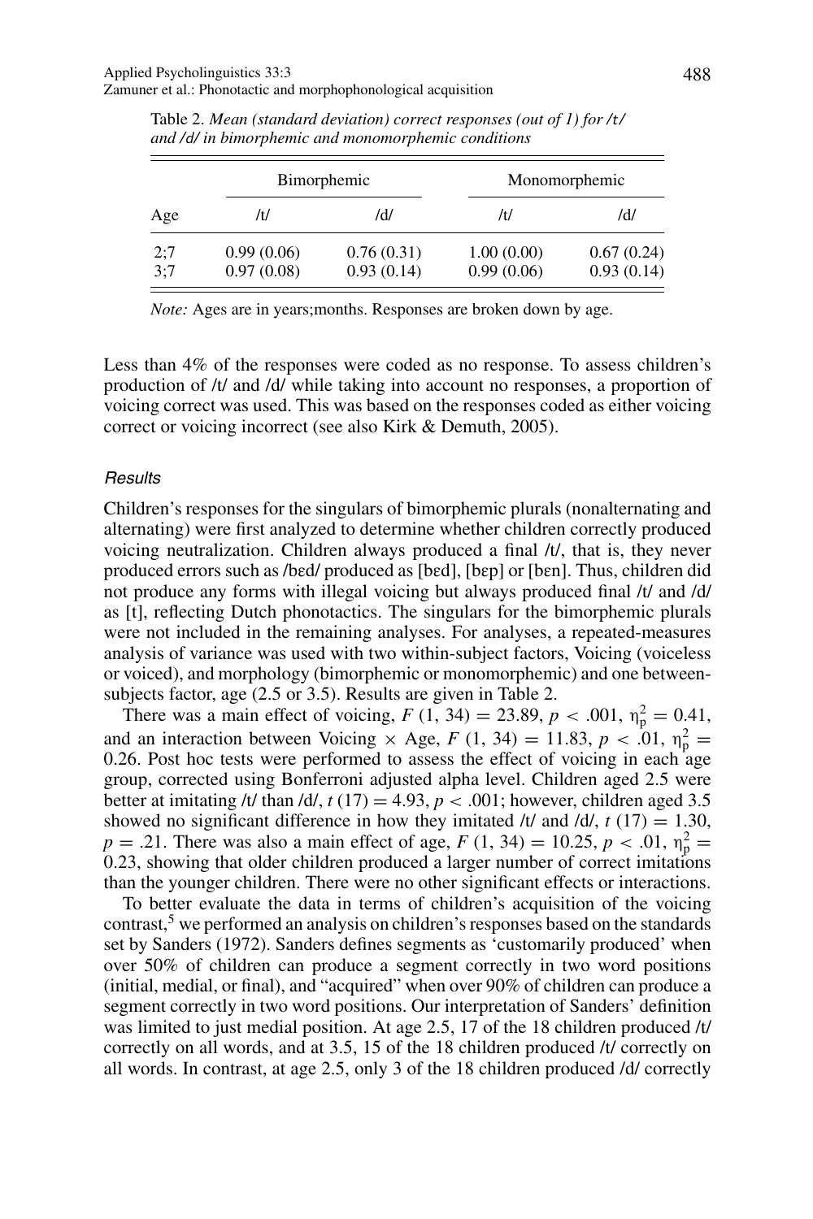Table 2. *Mean (standard deviation) correct responses (out of 1) for /t/ and /d/ in bimorphemic and monomorphemic conditions*

| | Bimorphemic | | Monomorphemic | |
|---|---|---|---|---|
| Age | /t/ | /d/ | /t/ | /d/ |
| 2;7 | 0.99 (0.06) | 0.76 (0.31) | 1.00 (0.00) | 0.67 (0.24) |
| 3;7 | 0.97 (0.08) | 0.93 (0.14) | 0.99 (0.06) | 0.93 (0.14) |

*Note:* Ages are in years;months. Responses are broken down by age.

Less than 4% of the responses were coded as no response. To assess children's production of /t/ and /d/ while taking into account no responses, a proportion of voicing correct was used. This was based on the responses coded as either voicing correct or voicing incorrect (see also Kirk & Demuth, 2005).

### *Results*

Children's responses for the singulars of bimorphemic plurals (nonalternating and alternating) were first analyzed to determine whether children correctly produced voicing neutralization. Children always produced a final /t/, that is, they never produced errors such as /bɛd/ produced as [bɛd], [bɛp] or [bɛn]. Thus, children did not produce any forms with illegal voicing but always produced final /t/ and /d/ as [t], reflecting Dutch phonotactics. The singulars for the bimorphemic plurals were not included in the remaining analyses. For analyses, a repeated-measures analysis of variance was used with two within-subject factors, Voicing (voiceless or voiced), and morphology (bimorphemic or monomorphemic) and one between-subjects factor, age (2.5 or 3.5). Results are given in Table 2.

There was a main effect of voicing, $F\ (1,\ 34) = 23.89$, $p < .001$, $\eta_p^2 = 0.41$, and an interaction between Voicing × Age, $F\ (1,\ 34) = 11.83$, $p < .01$, $\eta_p^2 = 0.26$. Post hoc tests were performed to assess the effect of voicing in each age group, corrected using Bonferroni adjusted alpha level. Children aged 2.5 were better at imitating /t/ than /d/, $t\ (17) = 4.93$, $p < .001$; however, children aged 3.5 showed no significant difference in how they imitated /t/ and /d/, $t\ (17) = 1.30$, $p = .21$. There was also a main effect of age, $F\ (1,\ 34) = 10.25$, $p < .01$, $\eta_p^2 = 0.23$, showing that older children produced a larger number of correct imitations than the younger children. There were no other significant effects or interactions.

To better evaluate the data in terms of children's acquisition of the voicing contrast,[5] we performed an analysis on children's responses based on the standards set by Sanders (1972). Sanders defines segments as 'customarily produced' when over 50% of children can produce a segment correctly in two word positions (initial, medial, or final), and "acquired" when over 90% of children can produce a segment correctly in two word positions. Our interpretation of Sanders' definition was limited to just medial position. At age 2.5, 17 of the 18 children produced /t/ correctly on all words, and at 3.5, 15 of the 18 children produced /t/ correctly on all words. In contrast, at age 2.5, only 3 of the 18 children produced /d/ correctly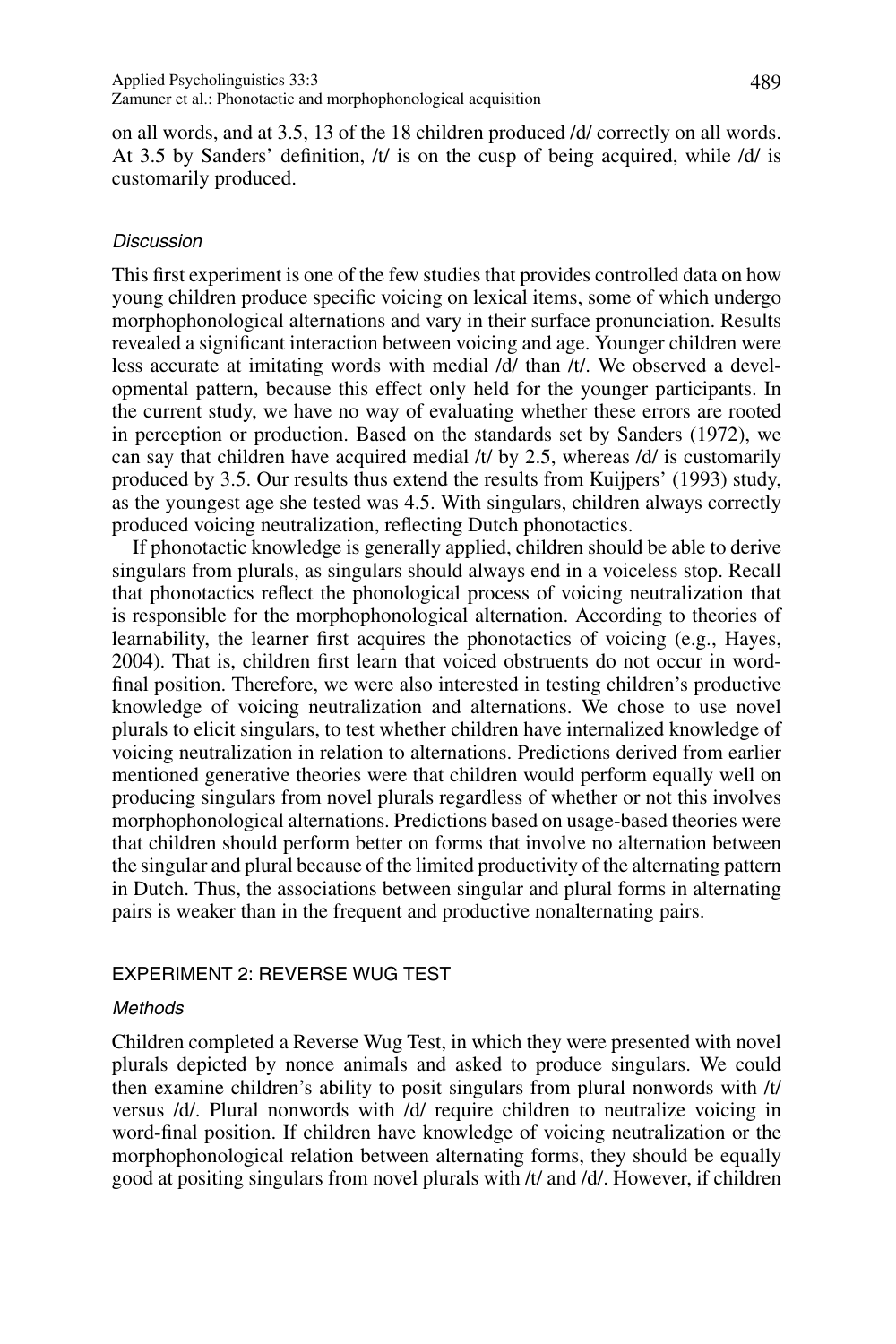on all words, and at 3.5, 13 of the 18 children produced /d/ correctly on all words. At 3.5 by Sanders' definition, /t/ is on the cusp of being acquired, while /d/ is customarily produced.

### *Discussion*

This first experiment is one of the few studies that provides controlled data on how young children produce specific voicing on lexical items, some of which undergo morphophonological alternations and vary in their surface pronunciation. Results revealed a significant interaction between voicing and age. Younger children were less accurate at imitating words with medial /d/ than /t/. We observed a developmental pattern, because this effect only held for the younger participants. In the current study, we have no way of evaluating whether these errors are rooted in perception or production. Based on the standards set by Sanders (1972), we can say that children have acquired medial /t/ by 2.5, whereas /d/ is customarily produced by 3.5. Our results thus extend the results from Kuijpers' (1993) study, as the youngest age she tested was 4.5. With singulars, children always correctly produced voicing neutralization, reflecting Dutch phonotactics.

If phonotactic knowledge is generally applied, children should be able to derive singulars from plurals, as singulars should always end in a voiceless stop. Recall that phonotactics reflect the phonological process of voicing neutralization that is responsible for the morphophonological alternation. According to theories of learnability, the learner first acquires the phonotactics of voicing (e.g., Hayes, 2004). That is, children first learn that voiced obstruents do not occur in word-final position. Therefore, we were also interested in testing children's productive knowledge of voicing neutralization and alternations. We chose to use novel plurals to elicit singulars, to test whether children have internalized knowledge of voicing neutralization in relation to alternations. Predictions derived from earlier mentioned generative theories were that children would perform equally well on producing singulars from novel plurals regardless of whether or not this involves morphophonological alternations. Predictions based on usage-based theories were that children should perform better on forms that involve no alternation between the singular and plural because of the limited productivity of the alternating pattern in Dutch. Thus, the associations between singular and plural forms in alternating pairs is weaker than in the frequent and productive nonalternating pairs.

## EXPERIMENT 2: REVERSE WUG TEST

### *Methods*

Children completed a Reverse Wug Test, in which they were presented with novel plurals depicted by nonce animals and asked to produce singulars. We could then examine children's ability to posit singulars from plural nonwords with /t/ versus /d/. Plural nonwords with /d/ require children to neutralize voicing in word-final position. If children have knowledge of voicing neutralization or the morphophonological relation between alternating forms, they should be equally good at positing singulars from novel plurals with /t/ and /d/. However, if children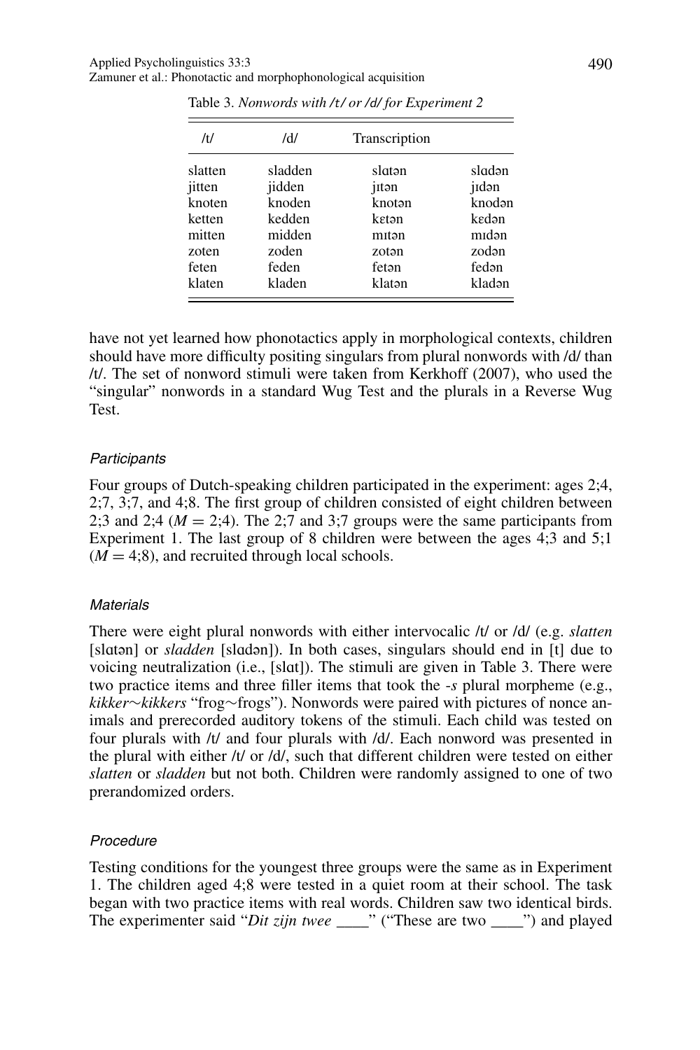Table 3. *Nonwords with /t/ or /d/ for Experiment 2*

| /t/ | /d/ | Transcription | |
|---|---|---|---|
| slatten | sladden | slɑtən | slɑdən |
| jitten | jidden | jɪtən | jɪdən |
| knoten | knoden | knotən | knodən |
| ketten | kedden | kɛtən | kɛdən |
| mitten | midden | mɪtən | mɪdən |
| zoten | zoden | zotən | zodən |
| feten | feden | fetən | fedən |
| klaten | kladen | klatən | kladən |

have not yet learned how phonotactics apply in morphological contexts, children should have more difficulty positing singulars from plural nonwords with /d/ than /t/. The set of nonword stimuli were taken from Kerkhoff (2007), who used the "singular" nonwords in a standard Wug Test and the plurals in a Reverse Wug Test.

### *Participants*

Four groups of Dutch-speaking children participated in the experiment: ages 2;4, 2;7, 3;7, and 4;8. The first group of children consisted of eight children between 2;3 and 2;4 ($M = 2;4$). The 2;7 and 3;7 groups were the same participants from Experiment 1. The last group of 8 children were between the ages 4;3 and 5;1 ($M = 4;8$), and recruited through local schools.

### *Materials*

There were eight plural nonwords with either intervocalic /t/ or /d/ (e.g. *slatten* [slɑtən] or *sladden* [slɑdən]). In both cases, singulars should end in [t] due to voicing neutralization (i.e., [slɑt]). The stimuli are given in Table 3. There were two practice items and three filler items that took the *-s* plural morpheme (e.g., *kikker*∼*kikkers* "frog∼frogs"). Nonwords were paired with pictures of nonce animals and prerecorded auditory tokens of the stimuli. Each child was tested on four plurals with /t/ and four plurals with /d/. Each nonword was presented in the plural with either /t/ or /d/, such that different children were tested on either *slatten* or *sladden* but not both. Children were randomly assigned to one of two prerandomized orders.

### *Procedure*

Testing conditions for the youngest three groups were the same as in Experiment 1. The children aged 4;8 were tested in a quiet room at their school. The task began with two practice items with real words. Children saw two identical birds. The experimenter said "*Dit zijn twee* ____" ("These are two ____") and played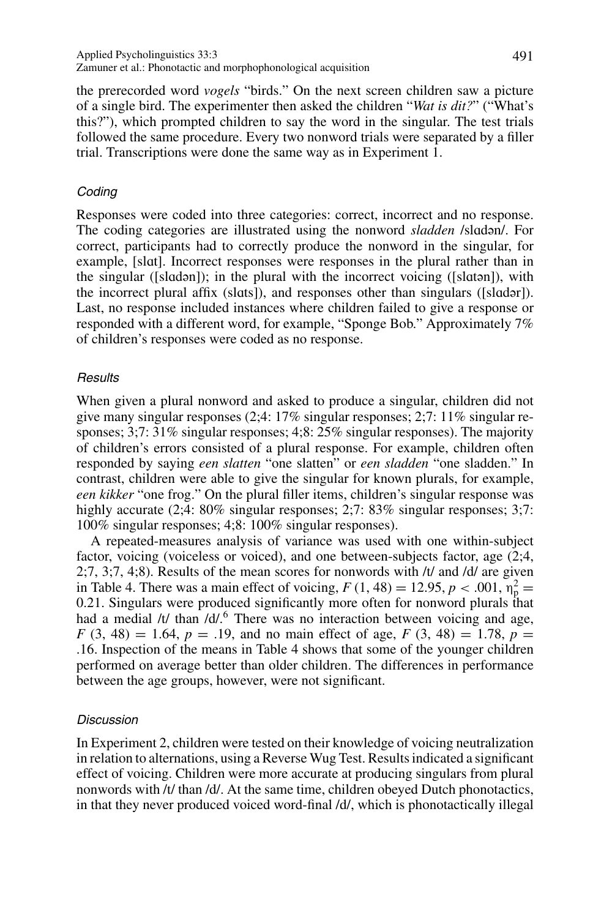the prerecorded word *vogels* "birds." On the next screen children saw a picture of a single bird. The experimenter then asked the children "*Wat is dit?*" ("What's this?"), which prompted children to say the word in the singular. The test trials followed the same procedure. Every two nonword trials were separated by a filler trial. Transcriptions were done the same way as in Experiment 1.

### *Coding*

Responses were coded into three categories: correct, incorrect and no response. The coding categories are illustrated using the nonword *sladden* /slɑdən/. For correct, participants had to correctly produce the nonword in the singular, for example, [slɑt]. Incorrect responses were responses in the plural rather than in the singular ([slɑdən]); in the plural with the incorrect voicing ([slɑtən]), with the incorrect plural affix (slɑts]), and responses other than singulars ([slɑdər]). Last, no response included instances where children failed to give a response or responded with a different word, for example, "Sponge Bob." Approximately 7% of children's responses were coded as no response.

### *Results*

When given a plural nonword and asked to produce a singular, children did not give many singular responses (2;4: 17% singular responses; 2;7: 11% singular responses; 3;7: 31% singular responses; 4;8: 25% singular responses). The majority of children's errors consisted of a plural response. For example, children often responded by saying *een slatten* "one slatten" or *een sladden* "one sladden." In contrast, children were able to give the singular for known plurals, for example, *een kikker* "one frog." On the plural filler items, children's singular response was highly accurate (2;4: 80% singular responses; 2;7: 83% singular responses; 3;7: 100% singular responses; 4;8: 100% singular responses).

A repeated-measures analysis of variance was used with one within-subject factor, voicing (voiceless or voiced), and one between-subjects factor, age (2;4, 2;7, 3;7, 4;8). Results of the mean scores for nonwords with /t/ and /d/ are given in Table 4. There was a main effect of voicing, $F\ (1, 48) = 12.95$, $p < .001$, $\eta_p^2 = 0.21$. Singulars were produced significantly more often for nonword plurals that had a medial /t/ than /d/.[6] There was no interaction between voicing and age, $F\ (3, 48) = 1.64$, $p = .19$, and no main effect of age, $F\ (3, 48) = 1.78$, $p = .16$. Inspection of the means in Table 4 shows that some of the younger children performed on average better than older children. The differences in performance between the age groups, however, were not significant.

### *Discussion*

In Experiment 2, children were tested on their knowledge of voicing neutralization in relation to alternations, using a Reverse Wug Test. Results indicated a significant effect of voicing. Children were more accurate at producing singulars from plural nonwords with /t/ than /d/. At the same time, children obeyed Dutch phonotactics, in that they never produced voiced word-final /d/, which is phonotactically illegal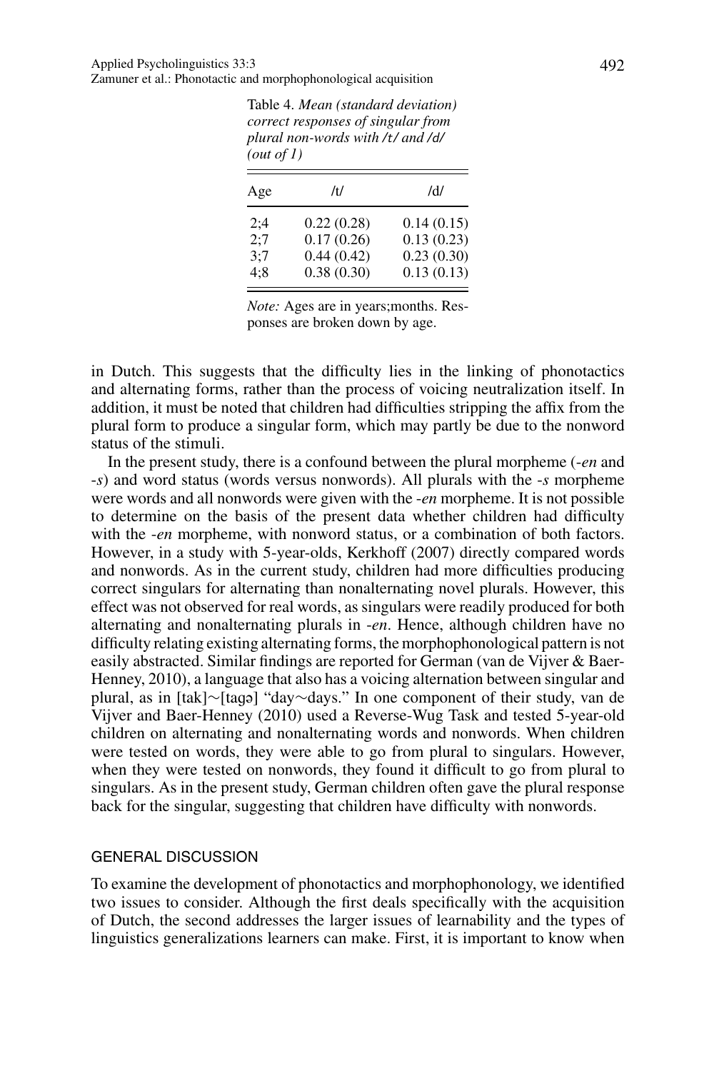Table 4. *Mean (standard deviation) correct responses of singular from plural non-words with /t/ and /d/ (out of 1)*

| Age | /t/ | /d/ |
|---|---|---|
| 2;4 | 0.22 (0.28) | 0.14 (0.15) |
| 2;7 | 0.17 (0.26) | 0.13 (0.23) |
| 3;7 | 0.44 (0.42) | 0.23 (0.30) |
| 4;8 | 0.38 (0.30) | 0.13 (0.13) |

*Note:* Ages are in years;months. Responses are broken down by age.

in Dutch. This suggests that the difficulty lies in the linking of phonotactics and alternating forms, rather than the process of voicing neutralization itself. In addition, it must be noted that children had difficulties stripping the affix from the plural form to produce a singular form, which may partly be due to the nonword status of the stimuli.

In the present study, there is a confound between the plural morpheme (*-en* and *-s*) and word status (words versus nonwords). All plurals with the *-s* morpheme were words and all nonwords were given with the *-en* morpheme. It is not possible to determine on the basis of the present data whether children had difficulty with the *-en* morpheme, with nonword status, or a combination of both factors. However, in a study with 5-year-olds, Kerkhoff (2007) directly compared words and nonwords. As in the current study, children had more difficulties producing correct singulars for alternating than nonalternating novel plurals. However, this effect was not observed for real words, as singulars were readily produced for both alternating and nonalternating plurals in *-en*. Hence, although children have no difficulty relating existing alternating forms, the morphophonological pattern is not easily abstracted. Similar findings are reported for German (van de Vijver & Baer-Henney, 2010), a language that also has a voicing alternation between singular and plural, as in [tak]~[tagə] "day~days." In one component of their study, van de Vijver and Baer-Henney (2010) used a Reverse-Wug Task and tested 5-year-old children on alternating and nonalternating words and nonwords. When children were tested on words, they were able to go from plural to singulars. However, when they were tested on nonwords, they found it difficult to go from plural to singulars. As in the present study, German children often gave the plural response back for the singular, suggesting that children have difficulty with nonwords.

## GENERAL DISCUSSION

To examine the development of phonotactics and morphophonology, we identified two issues to consider. Although the first deals specifically with the acquisition of Dutch, the second addresses the larger issues of learnability and the types of linguistics generalizations learners can make. First, it is important to know when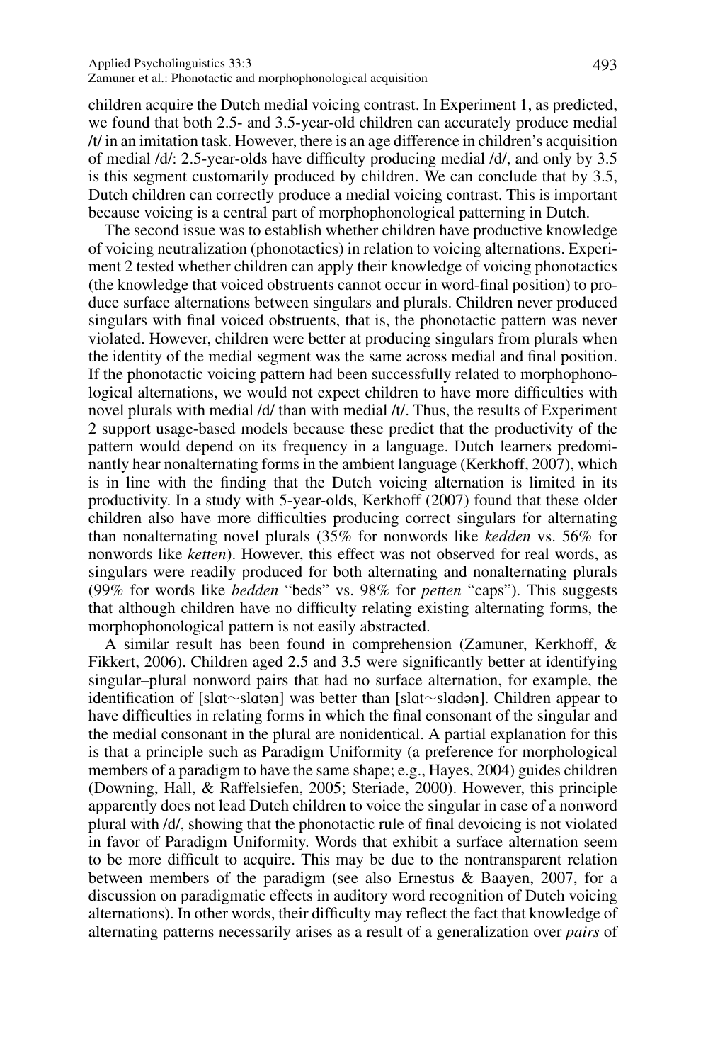children acquire the Dutch medial voicing contrast. In Experiment 1, as predicted, we found that both 2.5- and 3.5-year-old children can accurately produce medial /t/ in an imitation task. However, there is an age difference in children's acquisition of medial /d/: 2.5-year-olds have difficulty producing medial /d/, and only by 3.5 is this segment customarily produced by children. We can conclude that by 3.5, Dutch children can correctly produce a medial voicing contrast. This is important because voicing is a central part of morphophonological patterning in Dutch.

The second issue was to establish whether children have productive knowledge of voicing neutralization (phonotactics) in relation to voicing alternations. Experiment 2 tested whether children can apply their knowledge of voicing phonotactics (the knowledge that voiced obstruents cannot occur in word-final position) to produce surface alternations between singulars and plurals. Children never produced singulars with final voiced obstruents, that is, the phonotactic pattern was never violated. However, children were better at producing singulars from plurals when the identity of the medial segment was the same across medial and final position. If the phonotactic voicing pattern had been successfully related to morphophonological alternations, we would not expect children to have more difficulties with novel plurals with medial /d/ than with medial /t/. Thus, the results of Experiment 2 support usage-based models because these predict that the productivity of the pattern would depend on its frequency in a language. Dutch learners predominantly hear nonalternating forms in the ambient language (Kerkhoff, 2007), which is in line with the finding that the Dutch voicing alternation is limited in its productivity. In a study with 5-year-olds, Kerkhoff (2007) found that these older children also have more difficulties producing correct singulars for alternating than nonalternating novel plurals (35% for nonwords like *kedden* vs. 56% for nonwords like *ketten*). However, this effect was not observed for real words, as singulars were readily produced for both alternating and nonalternating plurals (99% for words like *bedden* "beds" vs. 98% for *petten* "caps"). This suggests that although children have no difficulty relating existing alternating forms, the morphophonological pattern is not easily abstracted.

A similar result has been found in comprehension (Zamuner, Kerkhoff, & Fikkert, 2006). Children aged 2.5 and 3.5 were significantly better at identifying singular–plural nonword pairs that had no surface alternation, for example, the identification of [slɑt∼slɑtən] was better than [slɑt∼slɑdən]. Children appear to have difficulties in relating forms in which the final consonant of the singular and the medial consonant in the plural are nonidentical. A partial explanation for this is that a principle such as Paradigm Uniformity (a preference for morphological members of a paradigm to have the same shape; e.g., Hayes, 2004) guides children (Downing, Hall, & Raffelsiefen, 2005; Steriade, 2000). However, this principle apparently does not lead Dutch children to voice the singular in case of a nonword plural with /d/, showing that the phonotactic rule of final devoicing is not violated in favor of Paradigm Uniformity. Words that exhibit a surface alternation seem to be more difficult to acquire. This may be due to the nontransparent relation between members of the paradigm (see also Ernestus & Baayen, 2007, for a discussion on paradigmatic effects in auditory word recognition of Dutch voicing alternations). In other words, their difficulty may reflect the fact that knowledge of alternating patterns necessarily arises as a result of a generalization over *pairs* of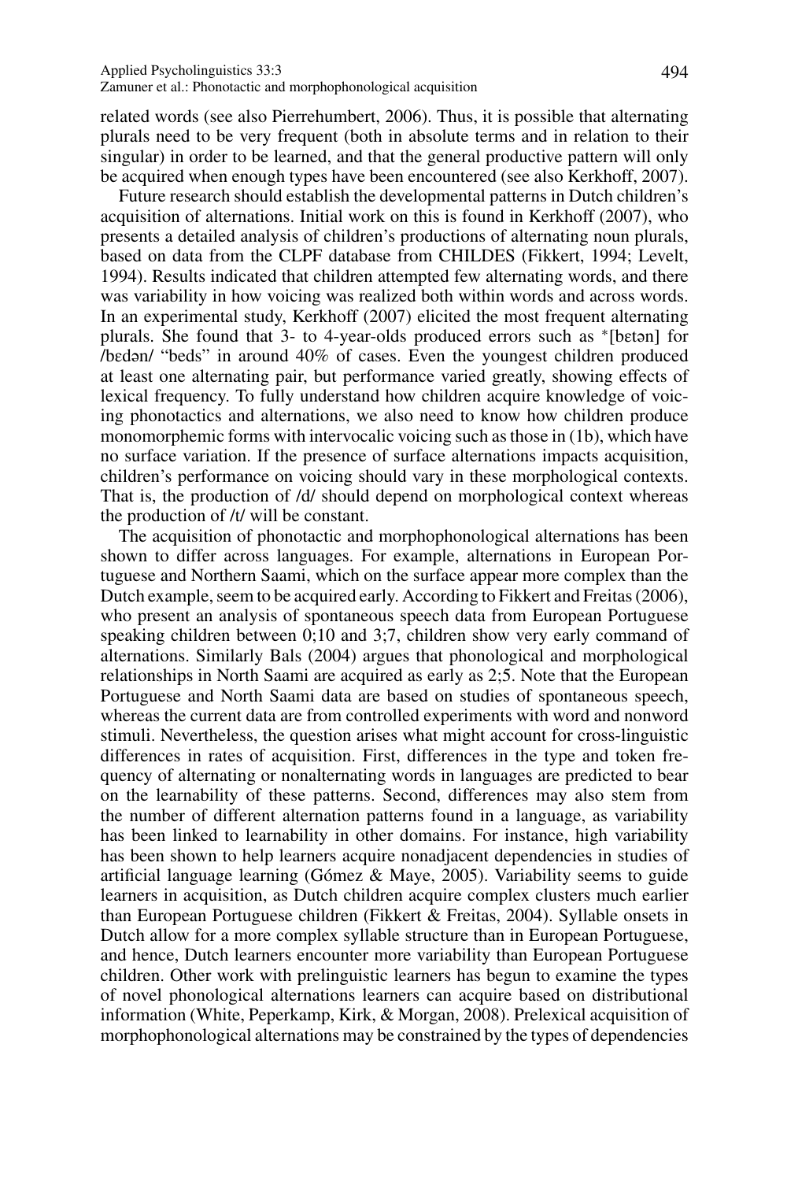related words (see also Pierrehumbert, 2006). Thus, it is possible that alternating plurals need to be very frequent (both in absolute terms and in relation to their singular) in order to be learned, and that the general productive pattern will only be acquired when enough types have been encountered (see also Kerkhoff, 2007).

Future research should establish the developmental patterns in Dutch children's acquisition of alternations. Initial work on this is found in Kerkhoff (2007), who presents a detailed analysis of children's productions of alternating noun plurals, based on data from the CLPF database from CHILDES (Fikkert, 1994; Levelt, 1994). Results indicated that children attempted few alternating words, and there was variability in how voicing was realized both within words and across words. In an experimental study, Kerkhoff (2007) elicited the most frequent alternating plurals. She found that 3- to 4-year-olds produced errors such as *[bɛtən] for /bɛdən/ "beds" in around 40% of cases. Even the youngest children produced at least one alternating pair, but performance varied greatly, showing effects of lexical frequency. To fully understand how children acquire knowledge of voicing phonotactics and alternations, we also need to know how children produce monomorphemic forms with intervocalic voicing such as those in (1b), which have no surface variation. If the presence of surface alternations impacts acquisition, children's performance on voicing should vary in these morphological contexts. That is, the production of /d/ should depend on morphological context whereas the production of /t/ will be constant.

The acquisition of phonotactic and morphophonological alternations has been shown to differ across languages. For example, alternations in European Portuguese and Northern Saami, which on the surface appear more complex than the Dutch example, seem to be acquired early. According to Fikkert and Freitas (2006), who present an analysis of spontaneous speech data from European Portuguese speaking children between 0;10 and 3;7, children show very early command of alternations. Similarly Bals (2004) argues that phonological and morphological relationships in North Saami are acquired as early as 2;5. Note that the European Portuguese and North Saami data are based on studies of spontaneous speech, whereas the current data are from controlled experiments with word and nonword stimuli. Nevertheless, the question arises what might account for cross-linguistic differences in rates of acquisition. First, differences in the type and token frequency of alternating or nonalternating words in languages are predicted to bear on the learnability of these patterns. Second, differences may also stem from the number of different alternation patterns found in a language, as variability has been linked to learnability in other domains. For instance, high variability has been shown to help learners acquire nonadjacent dependencies in studies of artificial language learning (Gómez & Maye, 2005). Variability seems to guide learners in acquisition, as Dutch children acquire complex clusters much earlier than European Portuguese children (Fikkert & Freitas, 2004). Syllable onsets in Dutch allow for a more complex syllable structure than in European Portuguese, and hence, Dutch learners encounter more variability than European Portuguese children. Other work with prelinguistic learners has begun to examine the types of novel phonological alternations learners can acquire based on distributional information (White, Peperkamp, Kirk, & Morgan, 2008). Prelexical acquisition of morphophonological alternations may be constrained by the types of dependencies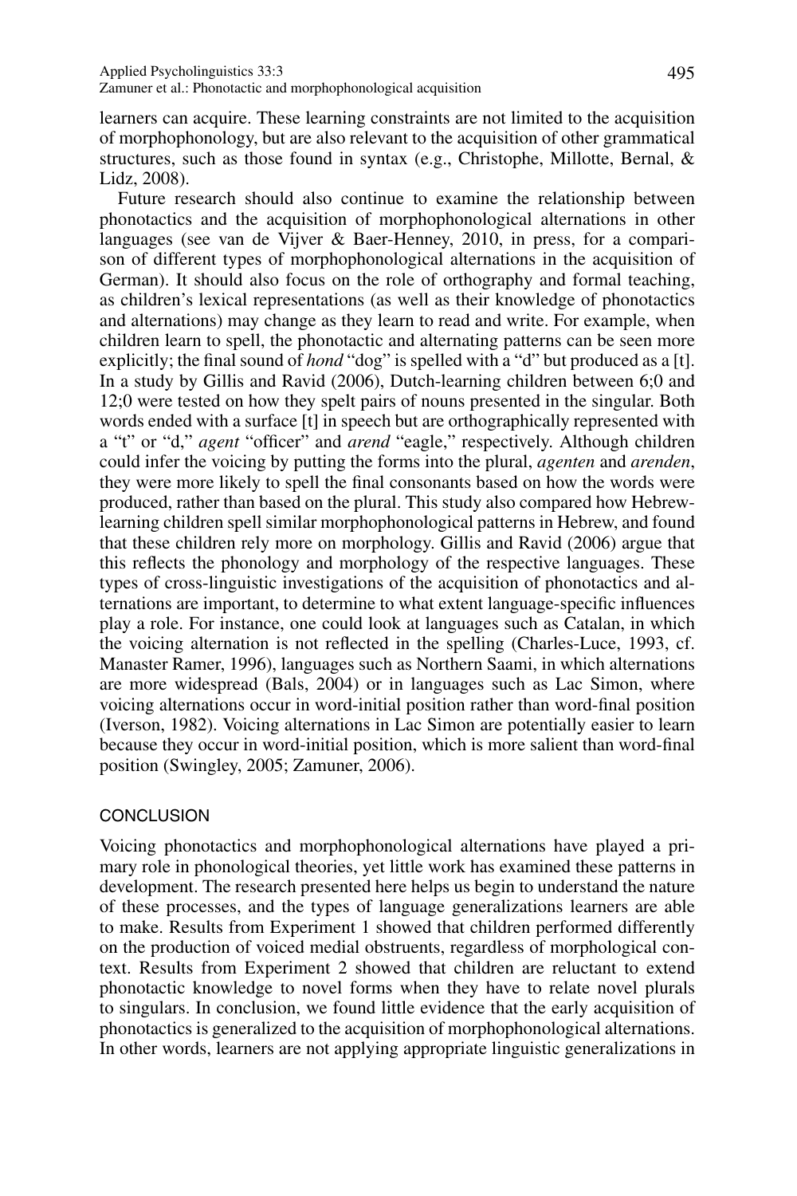learners can acquire. These learning constraints are not limited to the acquisition of morphophonology, but are also relevant to the acquisition of other grammatical structures, such as those found in syntax (e.g., Christophe, Millotte, Bernal, & Lidz, 2008).

Future research should also continue to examine the relationship between phonotactics and the acquisition of morphophonological alternations in other languages (see van de Vijver & Baer-Henney, 2010, in press, for a comparison of different types of morphophonological alternations in the acquisition of German). It should also focus on the role of orthography and formal teaching, as children's lexical representations (as well as their knowledge of phonotactics and alternations) may change as they learn to read and write. For example, when children learn to spell, the phonotactic and alternating patterns can be seen more explicitly; the final sound of *hond* "dog" is spelled with a "d" but produced as a [t]. In a study by Gillis and Ravid (2006), Dutch-learning children between 6;0 and 12;0 were tested on how they spelt pairs of nouns presented in the singular. Both words ended with a surface [t] in speech but are orthographically represented with a "t" or "d," *agent* "officer" and *arend* "eagle," respectively. Although children could infer the voicing by putting the forms into the plural, *agenten* and *arenden*, they were more likely to spell the final consonants based on how the words were produced, rather than based on the plural. This study also compared how Hebrew-learning children spell similar morphophonological patterns in Hebrew, and found that these children rely more on morphology. Gillis and Ravid (2006) argue that this reflects the phonology and morphology of the respective languages. These types of cross-linguistic investigations of the acquisition of phonotactics and alternations are important, to determine to what extent language-specific influences play a role. For instance, one could look at languages such as Catalan, in which the voicing alternation is not reflected in the spelling (Charles-Luce, 1993, cf. Manaster Ramer, 1996), languages such as Northern Saami, in which alternations are more widespread (Bals, 2004) or in languages such as Lac Simon, where voicing alternations occur in word-initial position rather than word-final position (Iverson, 1982). Voicing alternations in Lac Simon are potentially easier to learn because they occur in word-initial position, which is more salient than word-final position (Swingley, 2005; Zamuner, 2006).

## CONCLUSION

Voicing phonotactics and morphophonological alternations have played a primary role in phonological theories, yet little work has examined these patterns in development. The research presented here helps us begin to understand the nature of these processes, and the types of language generalizations learners are able to make. Results from Experiment 1 showed that children performed differently on the production of voiced medial obstruents, regardless of morphological context. Results from Experiment 2 showed that children are reluctant to extend phonotactic knowledge to novel forms when they have to relate novel plurals to singulars. In conclusion, we found little evidence that the early acquisition of phonotactics is generalized to the acquisition of morphophonological alternations. In other words, learners are not applying appropriate linguistic generalizations in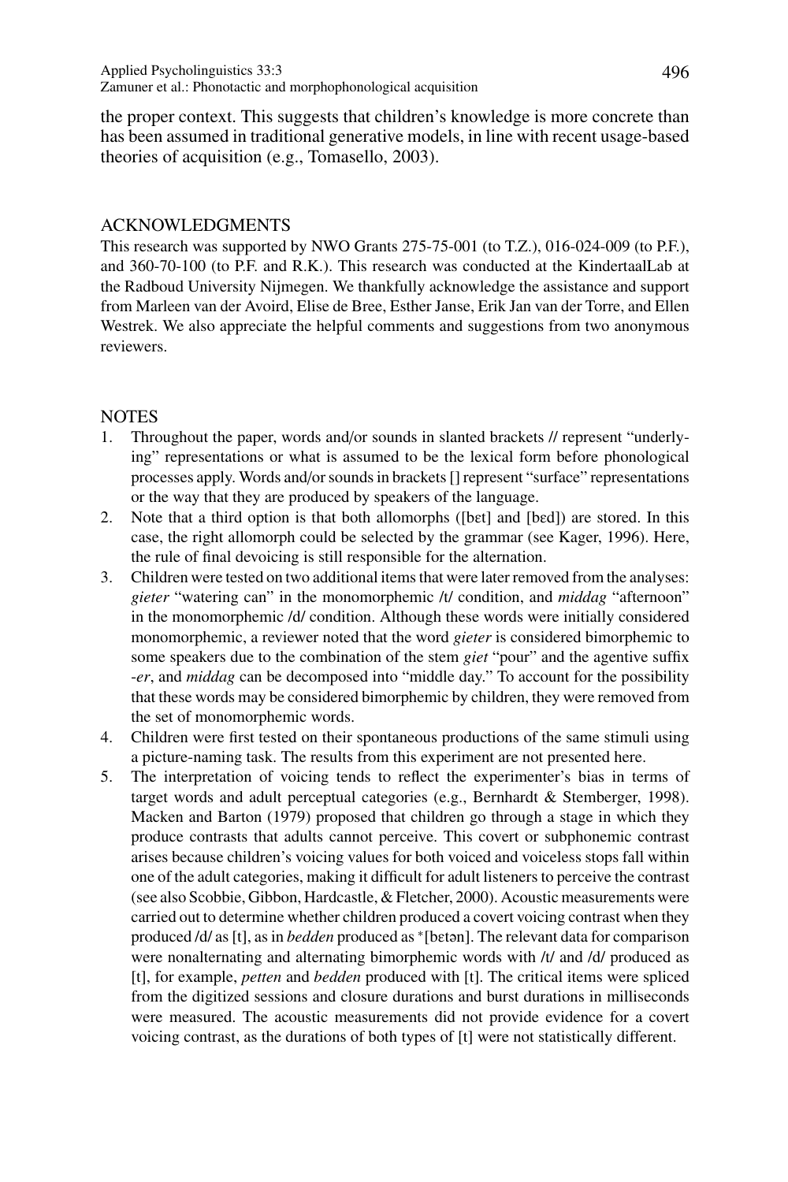the proper context. This suggests that children's knowledge is more concrete than has been assumed in traditional generative models, in line with recent usage-based theories of acquisition (e.g., Tomasello, 2003).

## ACKNOWLEDGMENTS

This research was supported by NWO Grants 275-75-001 (to T.Z.), 016-024-009 (to P.F.), and 360-70-100 (to P.F. and R.K.). This research was conducted at the KindertaalLab at the Radboud University Nijmegen. We thankfully acknowledge the assistance and support from Marleen van der Avoird, Elise de Bree, Esther Janse, Erik Jan van der Torre, and Ellen Westrek. We also appreciate the helpful comments and suggestions from two anonymous reviewers.

## NOTES

1. Throughout the paper, words and/or sounds in slanted brackets // represent "underlying" representations or what is assumed to be the lexical form before phonological processes apply. Words and/or sounds in brackets [] represent "surface" representations or the way that they are produced by speakers of the language.
2. Note that a third option is that both allomorphs ([bɛt] and [bɛd]) are stored. In this case, the right allomorph could be selected by the grammar (see Kager, 1996). Here, the rule of final devoicing is still responsible for the alternation.
3. Children were tested on two additional items that were later removed from the analyses: *gieter* "watering can" in the monomorphemic /t/ condition, and *middag* "afternoon" in the monomorphemic /d/ condition. Although these words were initially considered monomorphemic, a reviewer noted that the word *gieter* is considered bimorphemic to some speakers due to the combination of the stem *giet* "pour" and the agentive suffix *-er*, and *middag* can be decomposed into "middle day." To account for the possibility that these words may be considered bimorphemic by children, they were removed from the set of monomorphemic words.
4. Children were first tested on their spontaneous productions of the same stimuli using a picture-naming task. The results from this experiment are not presented here.
5. The interpretation of voicing tends to reflect the experimenter's bias in terms of target words and adult perceptual categories (e.g., Bernhardt & Stemberger, 1998). Macken and Barton (1979) proposed that children go through a stage in which they produce contrasts that adults cannot perceive. This covert or subphonemic contrast arises because children's voicing values for both voiced and voiceless stops fall within one of the adult categories, making it difficult for adult listeners to perceive the contrast (see also Scobbie, Gibbon, Hardcastle, & Fletcher, 2000). Acoustic measurements were carried out to determine whether children produced a covert voicing contrast when they produced /d/ as [t], as in *bedden* produced as *[bɛtən]. The relevant data for comparison were nonalternating and alternating bimorphemic words with /t/ and /d/ produced as [t], for example, *petten* and *bedden* produced with [t]. The critical items were spliced from the digitized sessions and closure durations and burst durations in milliseconds were measured. The acoustic measurements did not provide evidence for a covert voicing contrast, as the durations of both types of [t] were not statistically different.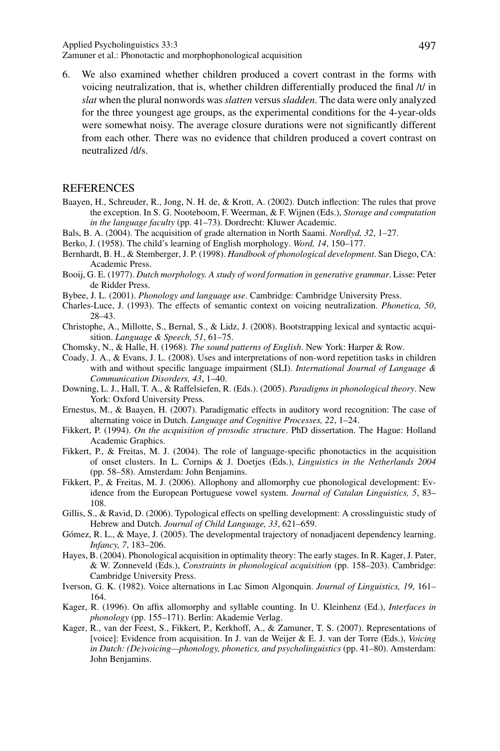6. We also examined whether children produced a covert contrast in the forms with voicing neutralization, that is, whether children differentially produced the final /t/ in *slat* when the plural nonwords was *slatten* versus *sladden*. The data were only analyzed for the three youngest age groups, as the experimental conditions for the 4-year-olds were somewhat noisy. The average closure durations were not significantly different from each other. There was no evidence that children produced a covert contrast on neutralized /d/s.

## REFERENCES

Baayen, H., Schreuder, R., Jong, N. H. de, & Krott, A. (2002). Dutch inflection: The rules that prove the exception. In S. G. Nooteboom, F. Weerman, & F. Wijnen (Eds.), *Storage and computation in the language faculty* (pp. 41–73). Dordrecht: Kluwer Academic.

Bals, B. A. (2004). The acquisition of grade alternation in North Saami. *Nordlyd, 32*, 1–27.

Berko, J. (1958). The child's learning of English morphology. *Word, 14*, 150–177.

Bernhardt, B. H., & Stemberger, J. P. (1998). *Handbook of phonological development*. San Diego, CA: Academic Press.

Booij, G. E. (1977). *Dutch morphology. A study of word formation in generative grammar*. Lisse: Peter de Ridder Press.

Bybee, J. L. (2001). *Phonology and language use*. Cambridge: Cambridge University Press.

Charles-Luce, J. (1993). The effects of semantic context on voicing neutralization. *Phonetica, 50*, 28–43.

Christophe, A., Millotte, S., Bernal, S., & Lidz, J. (2008). Bootstrapping lexical and syntactic acquisition. *Language & Speech, 51*, 61–75.

Chomsky, N., & Halle, H. (1968). *The sound patterns of English*. New York: Harper & Row.

Coady, J. A., & Evans, J. L. (2008). Uses and interpretations of non-word repetition tasks in children with and without specific language impairment (SLI). *International Journal of Language & Communication Disorders, 43*, 1–40.

Downing, L. J., Hall, T. A., & Raffelsiefen, R. (Eds.). (2005). *Paradigms in phonological theory*. New York: Oxford University Press.

Ernestus, M., & Baayen, H. (2007). Paradigmatic effects in auditory word recognition: The case of alternating voice in Dutch. *Language and Cognitive Processes, 22*, 1–24.

Fikkert, P. (1994). *On the acquisition of prosodic structure*. PhD dissertation. The Hague: Holland Academic Graphics.

Fikkert, P., & Freitas, M. J. (2004). The role of language-specific phonotactics in the acquisition of onset clusters. In L. Cornips & J. Doetjes (Eds.), *Linguistics in the Netherlands 2004* (pp. 58–58). Amsterdam: John Benjamins.

Fikkert, P., & Freitas, M. J. (2006). Allophony and allomorphy cue phonological development: Evidence from the European Portuguese vowel system. *Journal of Catalan Linguistics, 5*, 83–108.

Gillis, S., & Ravid, D. (2006). Typological effects on spelling development: A crosslinguistic study of Hebrew and Dutch. *Journal of Child Language, 33*, 621–659.

Gómez, R. L., & Maye, J. (2005). The developmental trajectory of nonadjacent dependency learning. *Infancy, 7*, 183–206.

Hayes, B. (2004). Phonological acquisition in optimality theory: The early stages. In R. Kager, J. Pater, & W. Zonneveld (Eds.), *Constraints in phonological acquisition* (pp. 158–203). Cambridge: Cambridge University Press.

Iverson, G. K. (1982). Voice alternations in Lac Simon Algonquin. *Journal of Linguistics, 19*, 161–164.

Kager, R. (1996). On affix allomorphy and syllable counting. In U. Kleinhenz (Ed.), *Interfaces in phonology* (pp. 155–171). Berlin: Akademie Verlag.

Kager, R., van der Feest, S., Fikkert, P., Kerkhoff, A., & Zamuner, T. S. (2007). Representations of [voice]: Evidence from acquisition. In J. van de Weijer & E. J. van der Torre (Eds.), *Voicing in Dutch: (De)voicing—phonology, phonetics, and psycholinguistics* (pp. 41–80). Amsterdam: John Benjamins.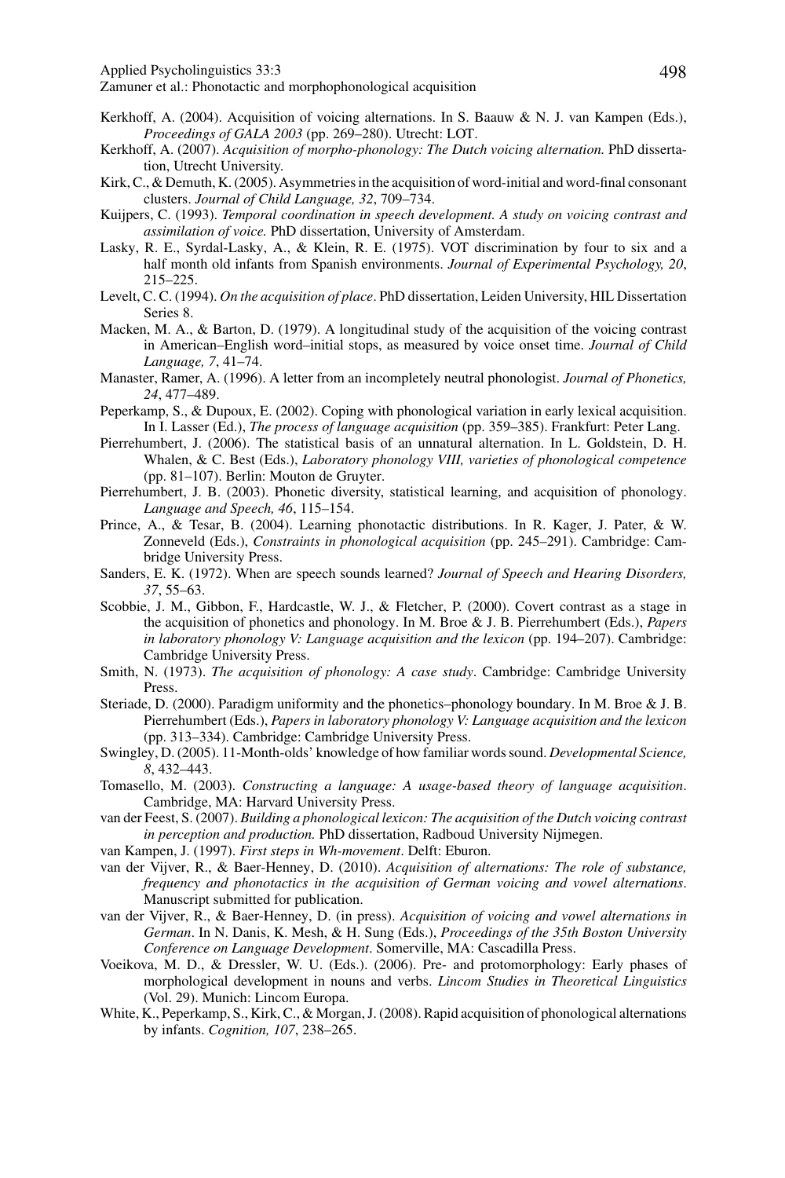Kerkhoff, A. (2004). Acquisition of voicing alternations. In S. Baauw & N. J. van Kampen (Eds.), *Proceedings of GALA 2003* (pp. 269–280). Utrecht: LOT.

Kerkhoff, A. (2007). *Acquisition of morpho-phonology: The Dutch voicing alternation.* PhD dissertation, Utrecht University.

Kirk, C., & Demuth, K. (2005). Asymmetries in the acquisition of word-initial and word-final consonant clusters. *Journal of Child Language, 32*, 709–734.

Kuijpers, C. (1993). *Temporal coordination in speech development. A study on voicing contrast and assimilation of voice.* PhD dissertation, University of Amsterdam.

Lasky, R. E., Syrdal-Lasky, A., & Klein, R. E. (1975). VOT discrimination by four to six and a half month old infants from Spanish environments. *Journal of Experimental Psychology, 20*, 215–225.

Levelt, C. C. (1994). *On the acquisition of place*. PhD dissertation, Leiden University, HIL Dissertation Series 8.

Macken, M. A., & Barton, D. (1979). A longitudinal study of the acquisition of the voicing contrast in American–English word–initial stops, as measured by voice onset time. *Journal of Child Language, 7*, 41–74.

Manaster, Ramer, A. (1996). A letter from an incompletely neutral phonologist. *Journal of Phonetics, 24*, 477–489.

Peperkamp, S., & Dupoux, E. (2002). Coping with phonological variation in early lexical acquisition. In I. Lasser (Ed.), *The process of language acquisition* (pp. 359–385). Frankfurt: Peter Lang.

Pierrehumbert, J. (2006). The statistical basis of an unnatural alternation. In L. Goldstein, D. H. Whalen, & C. Best (Eds.), *Laboratory phonology VIII, varieties of phonological competence* (pp. 81–107). Berlin: Mouton de Gruyter.

Pierrehumbert, J. B. (2003). Phonetic diversity, statistical learning, and acquisition of phonology. *Language and Speech, 46*, 115–154.

Prince, A., & Tesar, B. (2004). Learning phonotactic distributions. In R. Kager, J. Pater, & W. Zonneveld (Eds.), *Constraints in phonological acquisition* (pp. 245–291). Cambridge: Cambridge University Press.

Sanders, E. K. (1972). When are speech sounds learned? *Journal of Speech and Hearing Disorders, 37*, 55–63.

Scobbie, J. M., Gibbon, F., Hardcastle, W. J., & Fletcher, P. (2000). Covert contrast as a stage in the acquisition of phonetics and phonology. In M. Broe & J. B. Pierrehumbert (Eds.), *Papers in laboratory phonology V: Language acquisition and the lexicon* (pp. 194–207). Cambridge: Cambridge University Press.

Smith, N. (1973). *The acquisition of phonology: A case study*. Cambridge: Cambridge University Press.

Steriade, D. (2000). Paradigm uniformity and the phonetics–phonology boundary. In M. Broe & J. B. Pierrehumbert (Eds.), *Papers in laboratory phonology V: Language acquisition and the lexicon* (pp. 313–334). Cambridge: Cambridge University Press.

Swingley, D. (2005). 11-Month-olds' knowledge of how familiar words sound. *Developmental Science, 8*, 432–443.

Tomasello, M. (2003). *Constructing a language: A usage-based theory of language acquisition*. Cambridge, MA: Harvard University Press.

van der Feest, S. (2007). *Building a phonological lexicon: The acquisition of the Dutch voicing contrast in perception and production.* PhD dissertation, Radboud University Nijmegen.

van Kampen, J. (1997). *First steps in Wh-movement*. Delft: Eburon.

van der Vijver, R., & Baer-Henney, D. (2010). *Acquisition of alternations: The role of substance, frequency and phonotactics in the acquisition of German voicing and vowel alternations*. Manuscript submitted for publication.

van der Vijver, R., & Baer-Henney, D. (in press). *Acquisition of voicing and vowel alternations in German*. In N. Danis, K. Mesh, & H. Sung (Eds.), *Proceedings of the 35th Boston University Conference on Language Development*. Somerville, MA: Cascadilla Press.

Voeikova, M. D., & Dressler, W. U. (Eds.). (2006). Pre- and protomorphology: Early phases of morphological development in nouns and verbs. *Lincom Studies in Theoretical Linguistics* (Vol. 29). Munich: Lincom Europa.

White, K., Peperkamp, S., Kirk, C., & Morgan, J. (2008). Rapid acquisition of phonological alternations by infants. *Cognition, 107*, 238–265.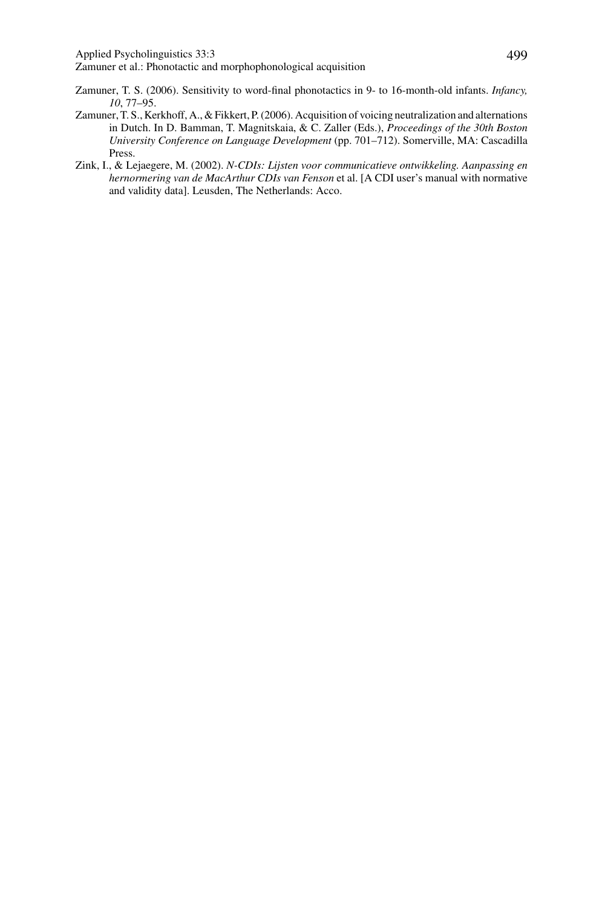Zamuner, T. S. (2006). Sensitivity to word-final phonotactics in 9- to 16-month-old infants. *Infancy, 10*, 77–95.

Zamuner, T. S., Kerkhoff, A., & Fikkert, P. (2006). Acquisition of voicing neutralization and alternations in Dutch. In D. Bamman, T. Magnitskaia, & C. Zaller (Eds.), *Proceedings of the 30th Boston University Conference on Language Development* (pp. 701–712). Somerville, MA: Cascadilla Press.

Zink, I., & Lejaegere, M. (2002). *N-CDIs: Lijsten voor communicatieve ontwikkeling. Aanpassing en hernormering van de MacArthur CDIs van Fenson* et al. [A CDI user's manual with normative and validity data]. Leusden, The Netherlands: Acco.